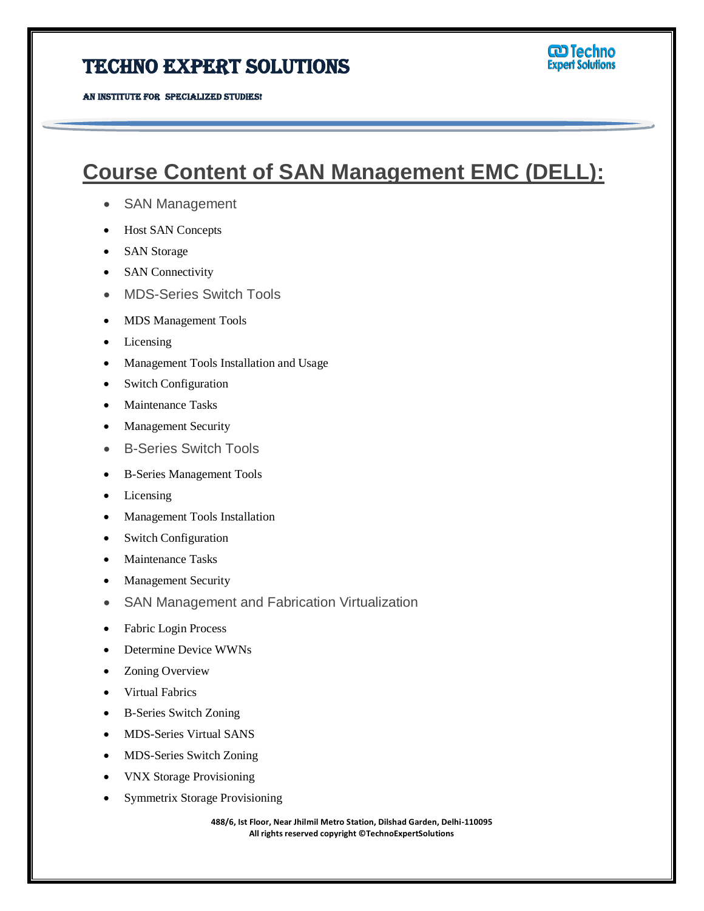# TECHNO EXPERT SOLUTIONS

AN INSTITUTE FOR SPECIALIZED STUDIES!

## Course Content of SAN Management EMC (DELL):

- SAN Management
- Host SAN Concepts
- SAN Storage
- SAN Connectivity
- MDS-Series Switch Tools
- MDS Management Tools
- Licensing
- Management Tools Installation and Usage
- Switch Configuration
- Maintenance Tasks
- Management Security
- B-Series Switch Tools
- B-Series Management Tools
- Licensing
- Management Tools Installation
- Switch Configuration
- Maintenance Tasks
- Management Security
- SAN Management and Fabrication Virtualization
- Fabric Login Process
- Determine Device WWNs
- Zoning Overview
- Virtual Fabrics
- B-Series Switch Zoning
- MDS-Series Virtual SANS
- MDS-Series Switch Zoning
- VNX Storage Provisioning
- Symmetrix Storage Provisioning

488/6, Ist Floor, Near Jhilmil Metro Station, Dilshad Garden, Delhi-110095
All rights reserved copyright ©TechnoExpertSolutions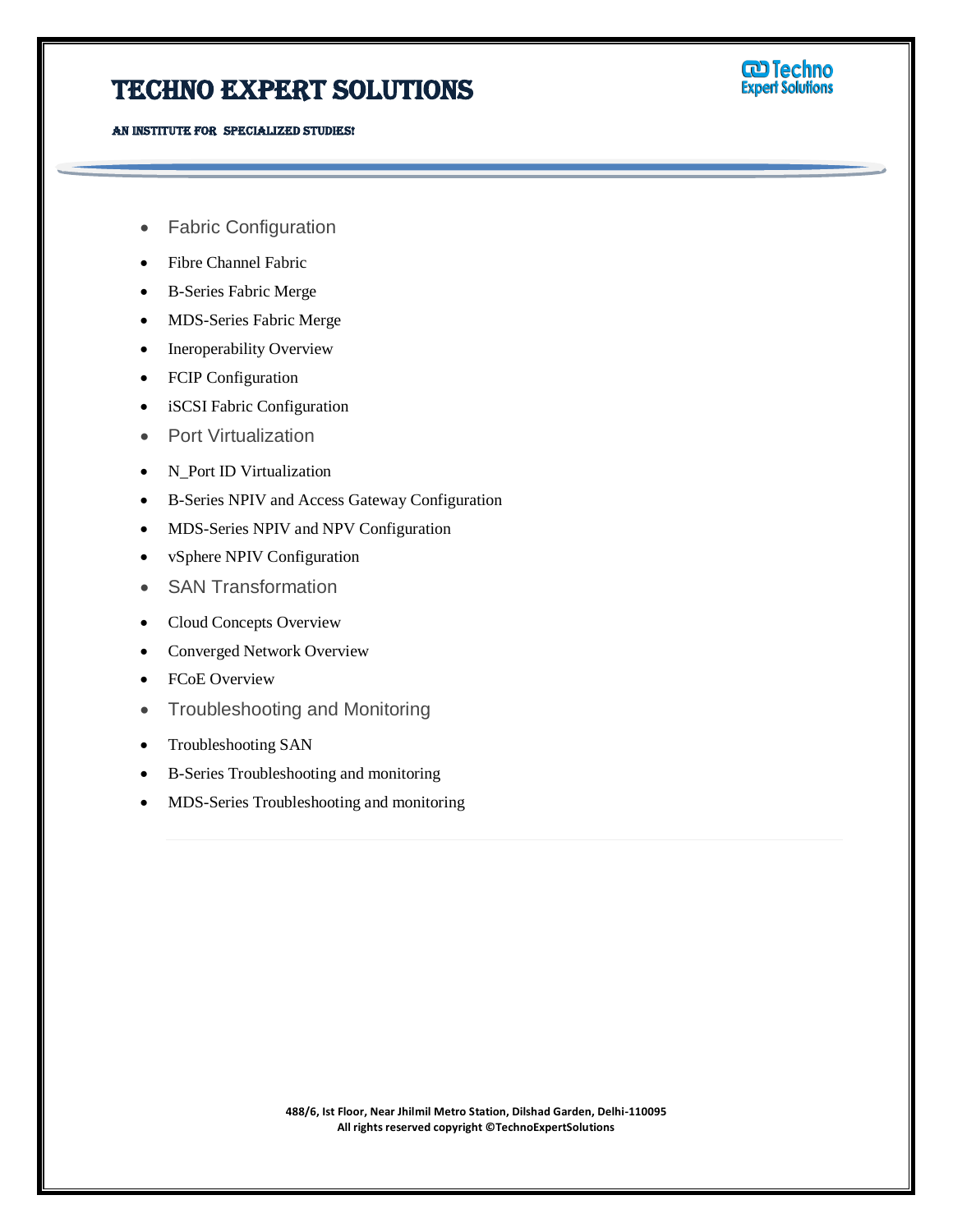- Fabric Configuration
- Fibre Channel Fabric
- B-Series Fabric Merge
- MDS-Series Fabric Merge
- Ineroperability Overview
- FCIP Configuration
- iSCSI Fabric Configuration
- Port Virtualization
- N_Port ID Virtualization
- B-Series NPIV and Access Gateway Configuration
- MDS-Series NPIV and NPV Configuration
- vSphere NPIV Configuration
- SAN Transformation
- Cloud Concepts Overview
- Converged Network Overview
- FCoE Overview
- Troubleshooting and Monitoring
- Troubleshooting SAN
- B-Series Troubleshooting and monitoring
- MDS-Series Troubleshooting and monitoring